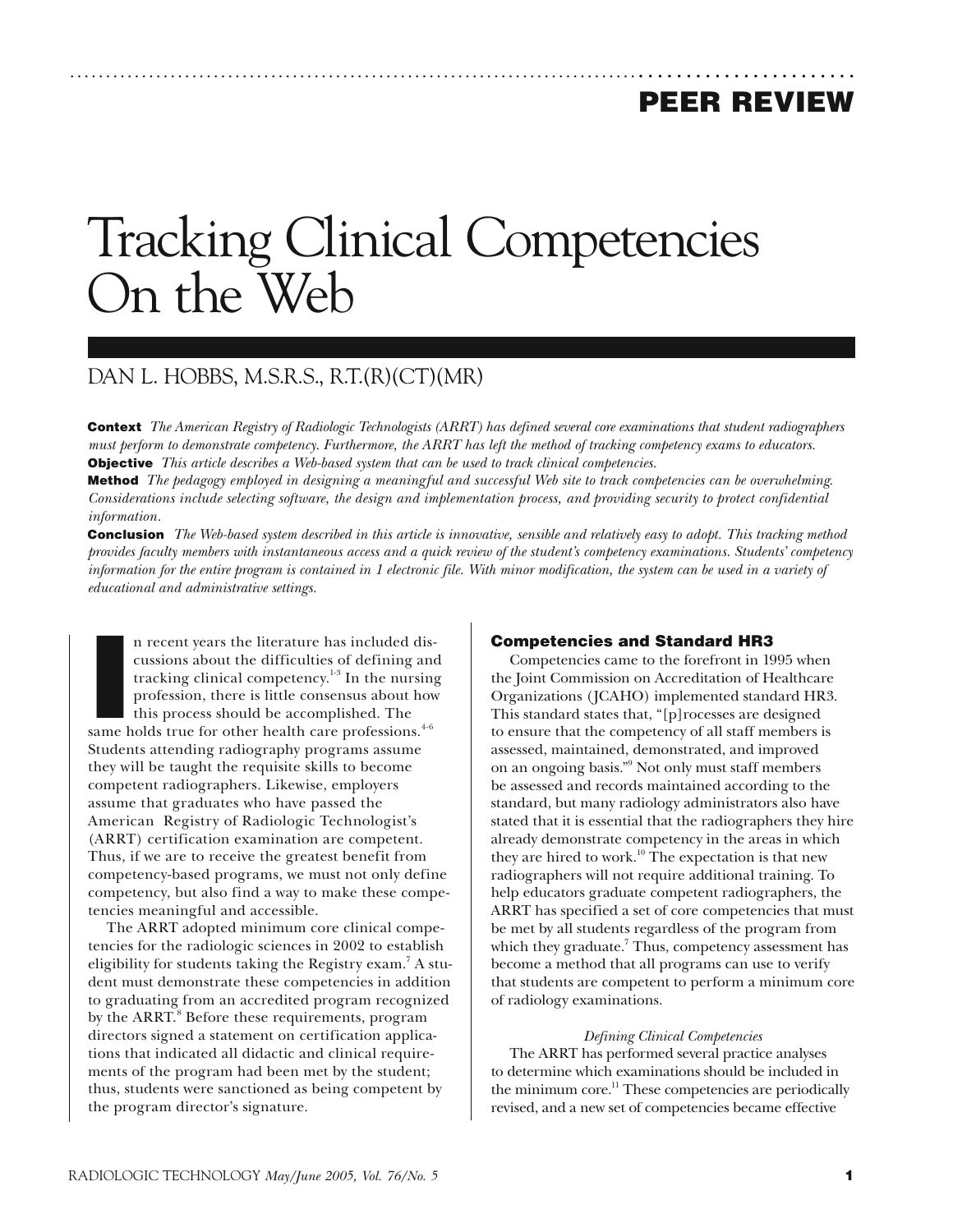PEER REVIEW

# Tracking Clinical Competencies On the Web

DAN L. HOBBS, M.S.R.S., R.T.(R)(CT)(MR)

**Context** *The American Registry of Radiologic Technologists (ARRT) has defined several core examinations that student radiographers must perform to demonstrate competency. Furthermore, the ARRT has left the method of tracking competency exams to educators.*
**Objective** *This article describes a Web-based system that can be used to track clinical competencies.*
**Method** *The pedagogy employed in designing a meaningful and successful Web site to track competencies can be overwhelming. Considerations include selecting software, the design and implementation process, and providing security to protect confidential information.*
**Conclusion** *The Web-based system described in this article is innovative, sensible and relatively easy to adopt. This tracking method provides faculty members with instantaneous access and a quick review of the student's competency examinations. Students' competency information for the entire program is contained in 1 electronic file. With minor modification, the system can be used in a variety of educational and administrative settings.*

In recent years the literature has included discussions about the difficulties of defining and tracking clinical competency.[1-3] In the nursing profession, there is little consensus about how this process should be accomplished. The same holds true for other health care professions.[4-6] Students attending radiography programs assume they will be taught the requisite skills to become competent radiographers. Likewise, employers assume that graduates who have passed the American Registry of Radiologic Technologist's (ARRT) certification examination are competent. Thus, if we are to receive the greatest benefit from competency-based programs, we must not only define competency, but also find a way to make these competencies meaningful and accessible.

The ARRT adopted minimum core clinical competencies for the radiologic sciences in 2002 to establish eligibility for students taking the Registry exam.[7] A student must demonstrate these competencies in addition to graduating from an accredited program recognized by the ARRT.[8] Before these requirements, program directors signed a statement on certification applications that indicated all didactic and clinical requirements of the program had been met by the student; thus, students were sanctioned as being competent by the program director's signature.

## Competencies and Standard HR3

Competencies came to the forefront in 1995 when the Joint Commission on Accreditation of Healthcare Organizations (JCAHO) implemented standard HR3. This standard states that, "[p]rocesses are designed to ensure that the competency of all staff members is assessed, maintained, demonstrated, and improved on an ongoing basis."[9] Not only must staff members be assessed and records maintained according to the standard, but many radiology administrators also have stated that it is essential that the radiographers they hire already demonstrate competency in the areas in which they are hired to work.[10] The expectation is that new radiographers will not require additional training. To help educators graduate competent radiographers, the ARRT has specified a set of core competencies that must be met by all students regardless of the program from which they graduate.[7] Thus, competency assessment has become a method that all programs can use to verify that students are competent to perform a minimum core of radiology examinations.

### *Defining Clinical Competencies*

The ARRT has performed several practice analyses to determine which examinations should be included in the minimum core.[11] These competencies are periodically revised, and a new set of competencies became effective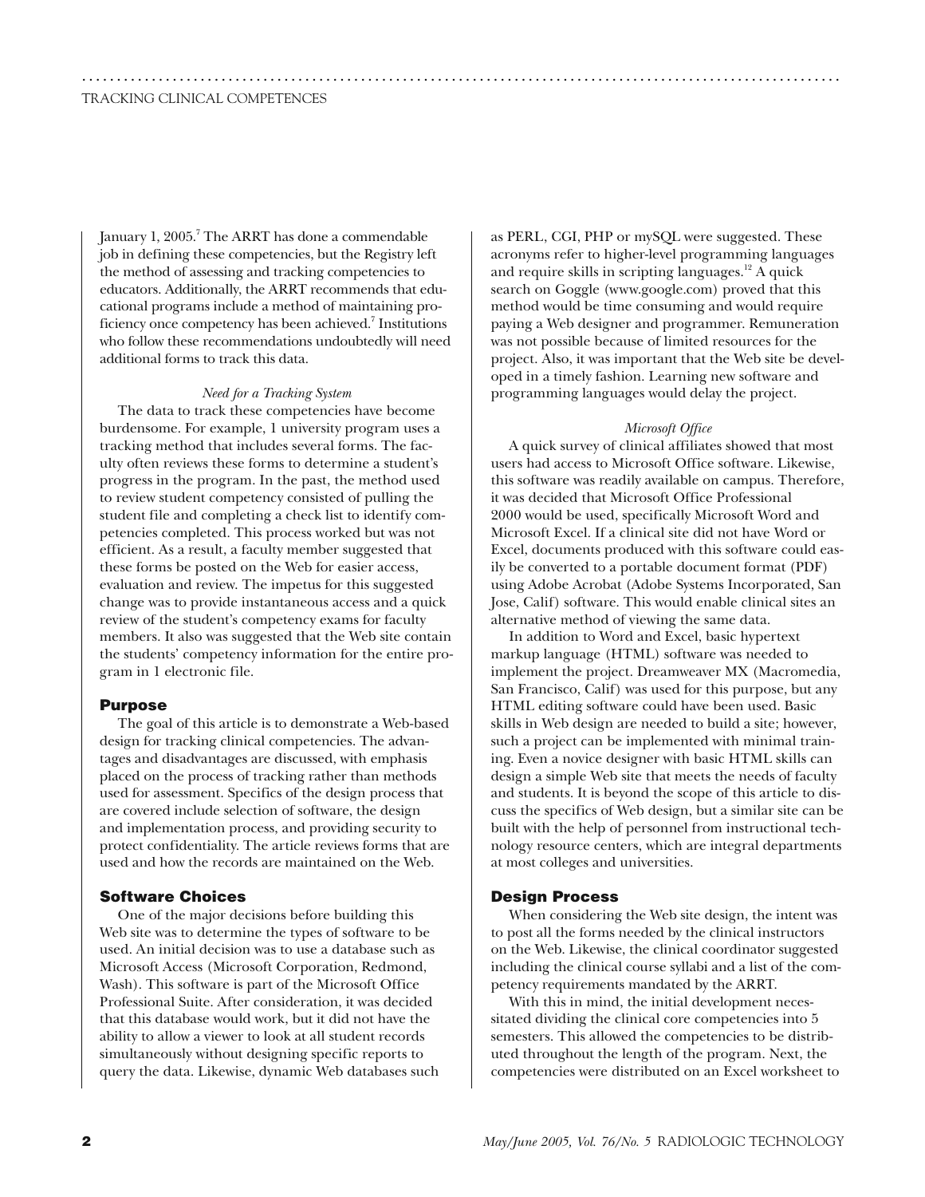January 1, 2005.[7] The ARRT has done a commendable job in defining these competencies, but the Registry left the method of assessing and tracking competencies to educators. Additionally, the ARRT recommends that educational programs include a method of maintaining proficiency once competency has been achieved.[7] Institutions who follow these recommendations undoubtedly will need additional forms to track this data.

*Need for a Tracking System*

The data to track these competencies have become burdensome. For example, 1 university program uses a tracking method that includes several forms. The faculty often reviews these forms to determine a student's progress in the program. In the past, the method used to review student competency consisted of pulling the student file and completing a check list to identify competencies completed. This process worked but was not efficient. As a result, a faculty member suggested that these forms be posted on the Web for easier access, evaluation and review. The impetus for this suggested change was to provide instantaneous access and a quick review of the student's competency exams for faculty members. It also was suggested that the Web site contain the students' competency information for the entire program in 1 electronic file.

## Purpose

The goal of this article is to demonstrate a Web-based design for tracking clinical competencies. The advantages and disadvantages are discussed, with emphasis placed on the process of tracking rather than methods used for assessment. Specifics of the design process that are covered include selection of software, the design and implementation process, and providing security to protect confidentiality. The article reviews forms that are used and how the records are maintained on the Web.

## Software Choices

One of the major decisions before building this Web site was to determine the types of software to be used. An initial decision was to use a database such as Microsoft Access (Microsoft Corporation, Redmond, Wash). This software is part of the Microsoft Office Professional Suite. After consideration, it was decided that this database would work, but it did not have the ability to allow a viewer to look at all student records simultaneously without designing specific reports to query the data. Likewise, dynamic Web databases such as PERL, CGI, PHP or mySQL were suggested. These acronyms refer to higher-level programming languages and require skills in scripting languages.[12] A quick search on Goggle (www.google.com) proved that this method would be time consuming and would require paying a Web designer and programmer. Remuneration was not possible because of limited resources for the project. Also, it was important that the Web site be developed in a timely fashion. Learning new software and programming languages would delay the project.

*Microsoft Office*

A quick survey of clinical affiliates showed that most users had access to Microsoft Office software. Likewise, this software was readily available on campus. Therefore, it was decided that Microsoft Office Professional 2000 would be used, specifically Microsoft Word and Microsoft Excel. If a clinical site did not have Word or Excel, documents produced with this software could easily be converted to a portable document format (PDF) using Adobe Acrobat (Adobe Systems Incorporated, San Jose, Calif) software. This would enable clinical sites an alternative method of viewing the same data.

In addition to Word and Excel, basic hypertext markup language (HTML) software was needed to implement the project. Dreamweaver MX (Macromedia, San Francisco, Calif) was used for this purpose, but any HTML editing software could have been used. Basic skills in Web design are needed to build a site; however, such a project can be implemented with minimal training. Even a novice designer with basic HTML skills can design a simple Web site that meets the needs of faculty and students. It is beyond the scope of this article to discuss the specifics of Web design, but a similar site can be built with the help of personnel from instructional technology resource centers, which are integral departments at most colleges and universities.

## Design Process

When considering the Web site design, the intent was to post all the forms needed by the clinical instructors on the Web. Likewise, the clinical coordinator suggested including the clinical course syllabi and a list of the competency requirements mandated by the ARRT.

With this in mind, the initial development necessitated dividing the clinical core competencies into 5 semesters. This allowed the competencies to be distributed throughout the length of the program. Next, the competencies were distributed on an Excel worksheet to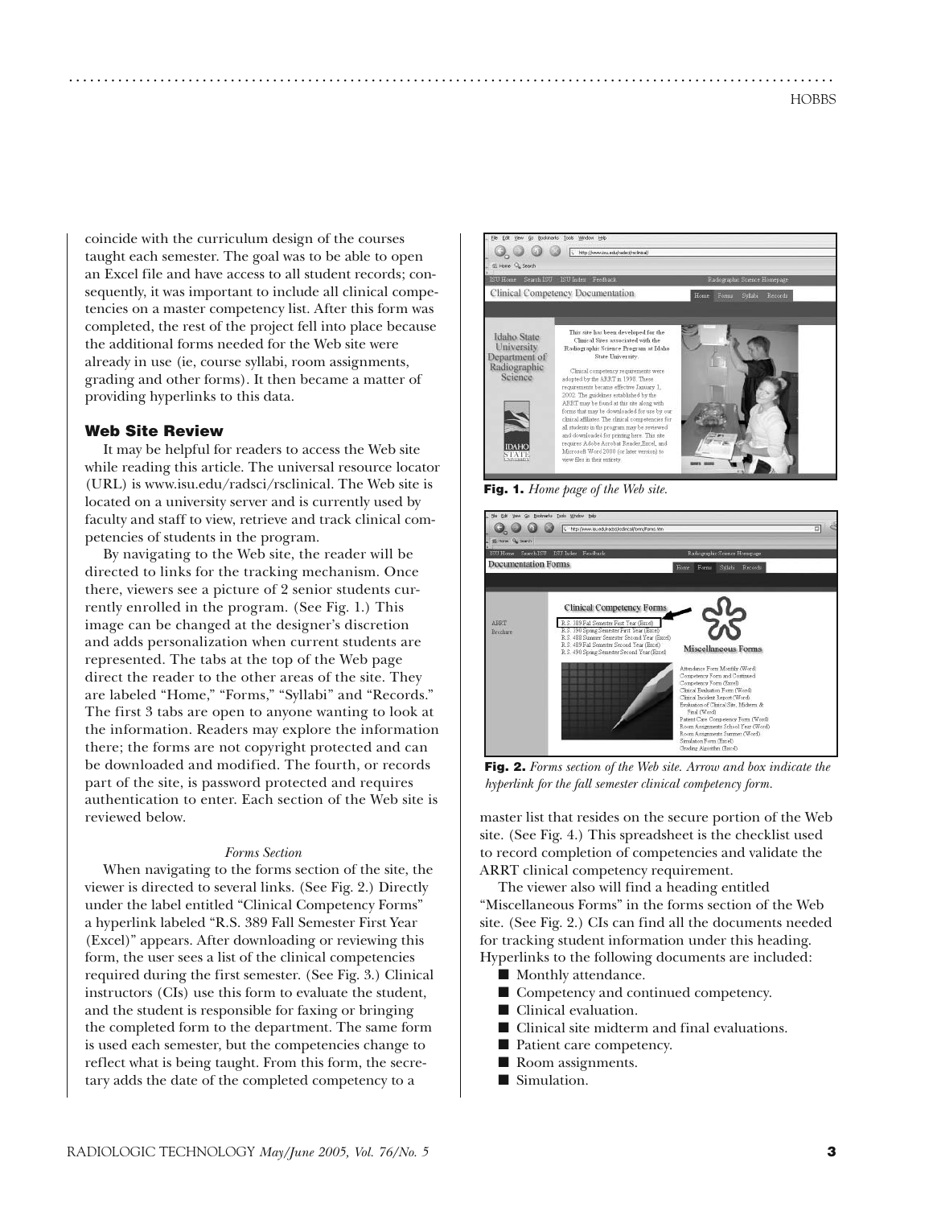coincide with the curriculum design of the courses taught each semester. The goal was to be able to open an Excel file and have access to all student records; consequently, it was important to include all clinical competencies on a master competency list. After this form was completed, the rest of the project fell into place because the additional forms needed for the Web site were already in use (ie, course syllabi, room assignments, grading and other forms). It then became a matter of providing hyperlinks to this data.

## Web Site Review

It may be helpful for readers to access the Web site while reading this article. The universal resource locator (URL) is www.isu.edu/radsci/rsclinical. The Web site is located on a university server and is currently used by faculty and staff to view, retrieve and track clinical competencies of students in the program.

By navigating to the Web site, the reader will be directed to links for the tracking mechanism. Once there, viewers see a picture of 2 senior students currently enrolled in the program. (See Fig. 1.) This image can be changed at the designer's discretion and adds personalization when current students are represented. The tabs at the top of the Web page direct the reader to the other areas of the site. They are labeled "Home," "Forms," "Syllabi" and "Records." The first 3 tabs are open to anyone wanting to look at the information. Readers may explore the information there; the forms are not copyright protected and can be downloaded and modified. The fourth, or records part of the site, is password protected and requires authentication to enter. Each section of the Web site is reviewed below.

### *Forms Section*

When navigating to the forms section of the site, the viewer is directed to several links. (See Fig. 2.) Directly under the label entitled "Clinical Competency Forms" a hyperlink labeled "R.S. 389 Fall Semester First Year (Excel)" appears. After downloading or reviewing this form, the user sees a list of the clinical competencies required during the first semester. (See Fig. 3.) Clinical instructors (CIs) use this form to evaluate the student, and the student is responsible for faxing or bringing the completed form to the department. The same form is used each semester, but the competencies change to reflect what is being taught. From this form, the secretary adds the date of the completed competency to a master list that resides on the secure portion of the Web site. (See Fig. 4.) This spreadsheet is the checklist used to record completion of competencies and validate the ARRT clinical competency requirement.

**Fig. 1.** *Home page of the Web site.*

**Fig. 2.** *Forms section of the Web site. Arrow and box indicate the hyperlink for the fall semester clinical competency form.*

The viewer also will find a heading entitled "Miscellaneous Forms" in the forms section of the Web site. (See Fig. 2.) CIs can find all the documents needed for tracking student information under this heading. Hyperlinks to the following documents are included:

- Monthly attendance.
- Competency and continued competency.
- Clinical evaluation.
- Clinical site midterm and final evaluations.
- Patient care competency.
- Room assignments.
- Simulation.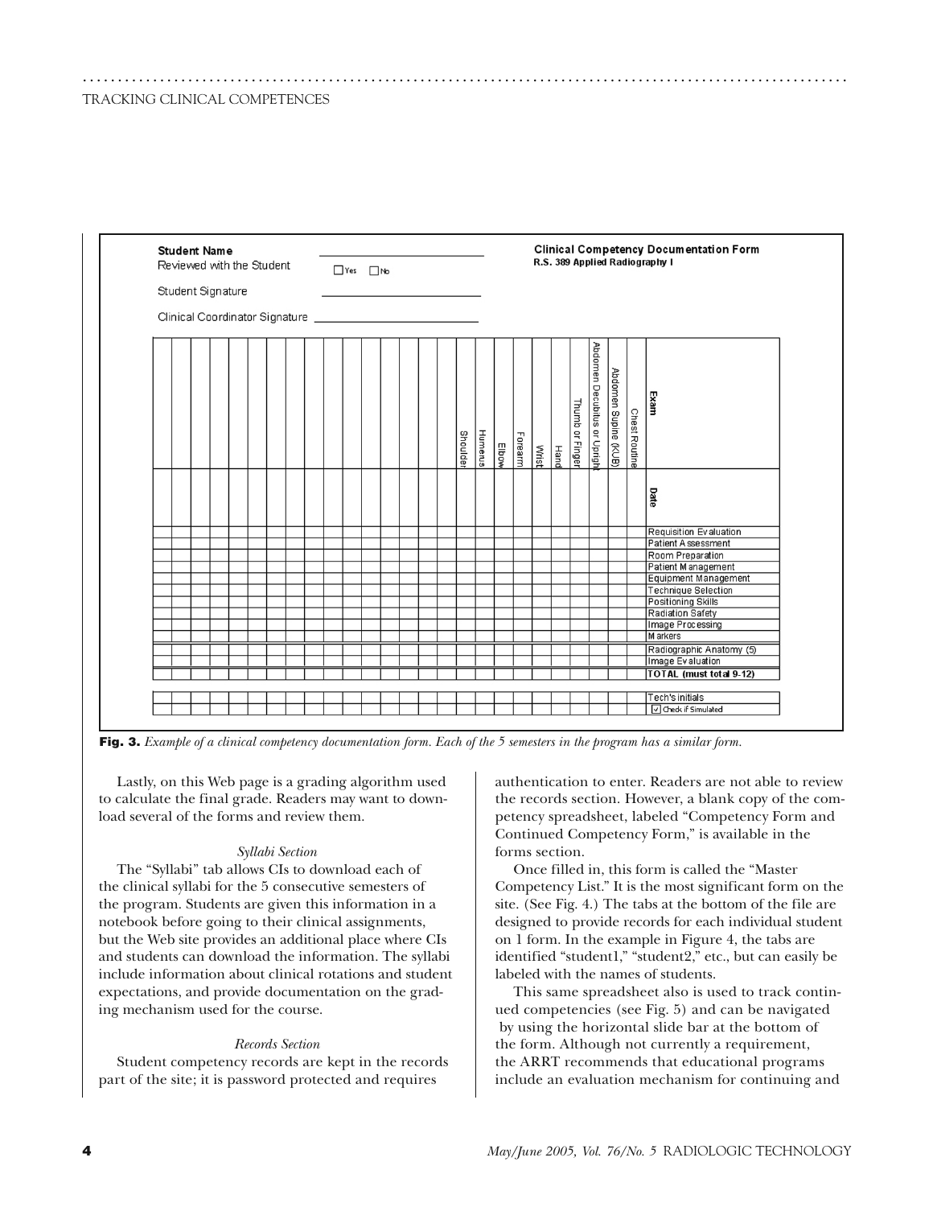**Student Name** ______________________

Reviewed with the Student ☐ Yes ☐ No

Student Signature ______________________

Clinical Coordinator Signature ______________________

**Clinical Competency Documentation Form**
**R.S. 389 Applied Radiography I**

| **Exam** | Chest Routine | Abdomen Supine (KUB) | Abdomen Decubitus or Upright | Thumb or Finger | Hand | Wrist | Forearm | Elbow | Humerus | Shoulder | | | | | | | | | | | | | | | |
|---|---|---|---|---|---|---|---|---|---|---|---|---|---|---|---|---|---|---|---|---|---|---|---|---|---|
| **Date** | | | | | | | | | | | | | | | | | | | | | | | | | |
| Requisition Evaluation | | | | | | | | | | | | | | | | | | | | | | | | | |
| Patient Assessment | | | | | | | | | | | | | | | | | | | | | | | | | |
| Room Preparation | | | | | | | | | | | | | | | | | | | | | | | | | |
| Patient Management | | | | | | | | | | | | | | | | | | | | | | | | | |
| Equipment Management | | | | | | | | | | | | | | | | | | | | | | | | | |
| Technique Selection | | | | | | | | | | | | | | | | | | | | | | | | | |
| Positioning Skills | | | | | | | | | | | | | | | | | | | | | | | | | |
| Radiation Safety | | | | | | | | | | | | | | | | | | | | | | | | | |
| Image Processing | | | | | | | | | | | | | | | | | | | | | | | | | |
| Markers | | | | | | | | | | | | | | | | | | | | | | | | | |
| Radiographic Anatomy (5) | | | | | | | | | | | | | | | | | | | | | | | | | |
| Image Evaluation | | | | | | | | | | | | | | | | | | | | | | | | | |
| **TOTAL (must total 9-12)** | | | | | | | | | | | | | | | | | | | | | | | | | |
| Tech's initials | | | | | | | | | | | | | | | | | | | | | | | | | |
| ☑ Check if Simulated | | | | | | | | | | | | | | | | | | | | | | | | | |

**Fig. 3.** *Example of a clinical competency documentation form. Each of the 5 semesters in the program has a similar form.*

Lastly, on this Web page is a grading algorithm used to calculate the final grade. Readers may want to download several of the forms and review them.

*Syllabi Section*

The "Syllabi" tab allows CIs to download each of the clinical syllabi for the 5 consecutive semesters of the program. Students are given this information in a notebook before going to their clinical assignments, but the Web site provides an additional place where CIs and students can download the information. The syllabi include information about clinical rotations and student expectations, and provide documentation on the grading mechanism used for the course.

*Records Section*

Student competency records are kept in the records part of the site; it is password protected and requires authentication to enter. Readers are not able to review the records section. However, a blank copy of the competency spreadsheet, labeled "Competency Form and Continued Competency Form," is available in the forms section.

Once filled in, this form is called the "Master Competency List." It is the most significant form on the site. (See Fig. 4.) The tabs at the bottom of the file are designed to provide records for each individual student on 1 form. In the example in Figure 4, the tabs are identified "student1," "student2," etc., but can easily be labeled with the names of students.

This same spreadsheet also is used to track continued competencies (see Fig. 5) and can be navigated by using the horizontal slide bar at the bottom of the form. Although not currently a requirement, the ARRT recommends that educational programs include an evaluation mechanism for continuing and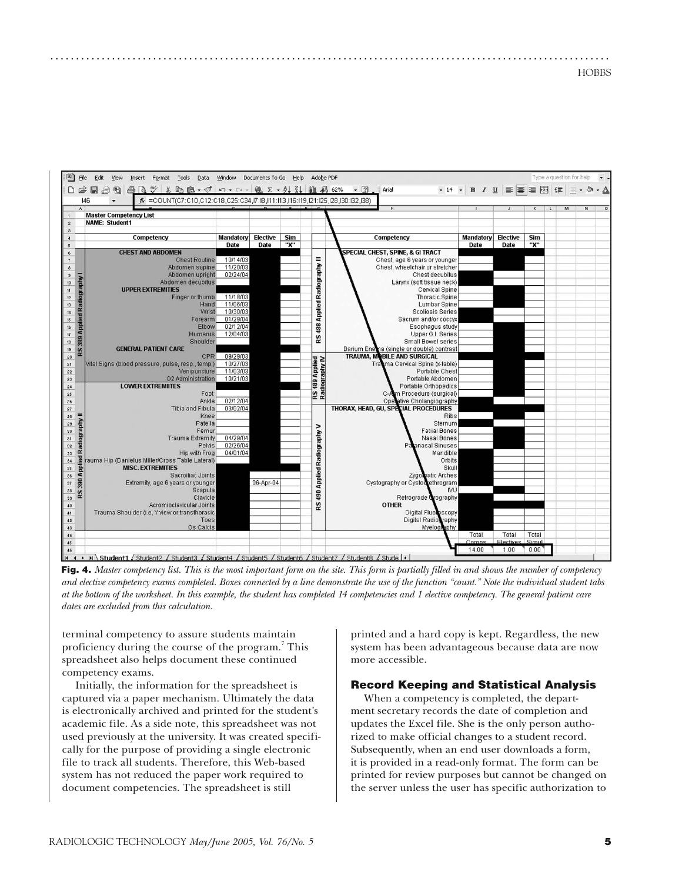**Fig. 4.** *Master competency list. This is the most important form on the site. This form is partially filled in and shows the number of competency and elective competency exams completed. Boxes connected by a line demonstrate the use of the function "count." Note the individual student tabs at the bottom of the worksheet. In this example, the student has completed 14 competencies and 1 elective competency. The general patient care dates are excluded from this calculation.*

terminal competency to assure students maintain proficiency during the course of the program.[7] This spreadsheet also helps document these continued competency exams.

Initially, the information for the spreadsheet is captured via a paper mechanism. Ultimately the data is electronically archived and printed for the student's academic file. As a side note, this spreadsheet was not used previously at the university. It was created specifically for the purpose of providing a single electronic file to track all students. Therefore, this Web-based system has not reduced the paper work required to document competencies. The spreadsheet is still printed and a hard copy is kept. Regardless, the new system has been advantageous because data are now more accessible.

## Record Keeping and Statistical Analysis

When a competency is completed, the department secretary records the date of completion and updates the Excel file. She is the only person authorized to make official changes to a student record. Subsequently, when an end user downloads a form, it is provided in a read-only format. The form can be printed for review purposes but cannot be changed on the server unless the user has specific authorization to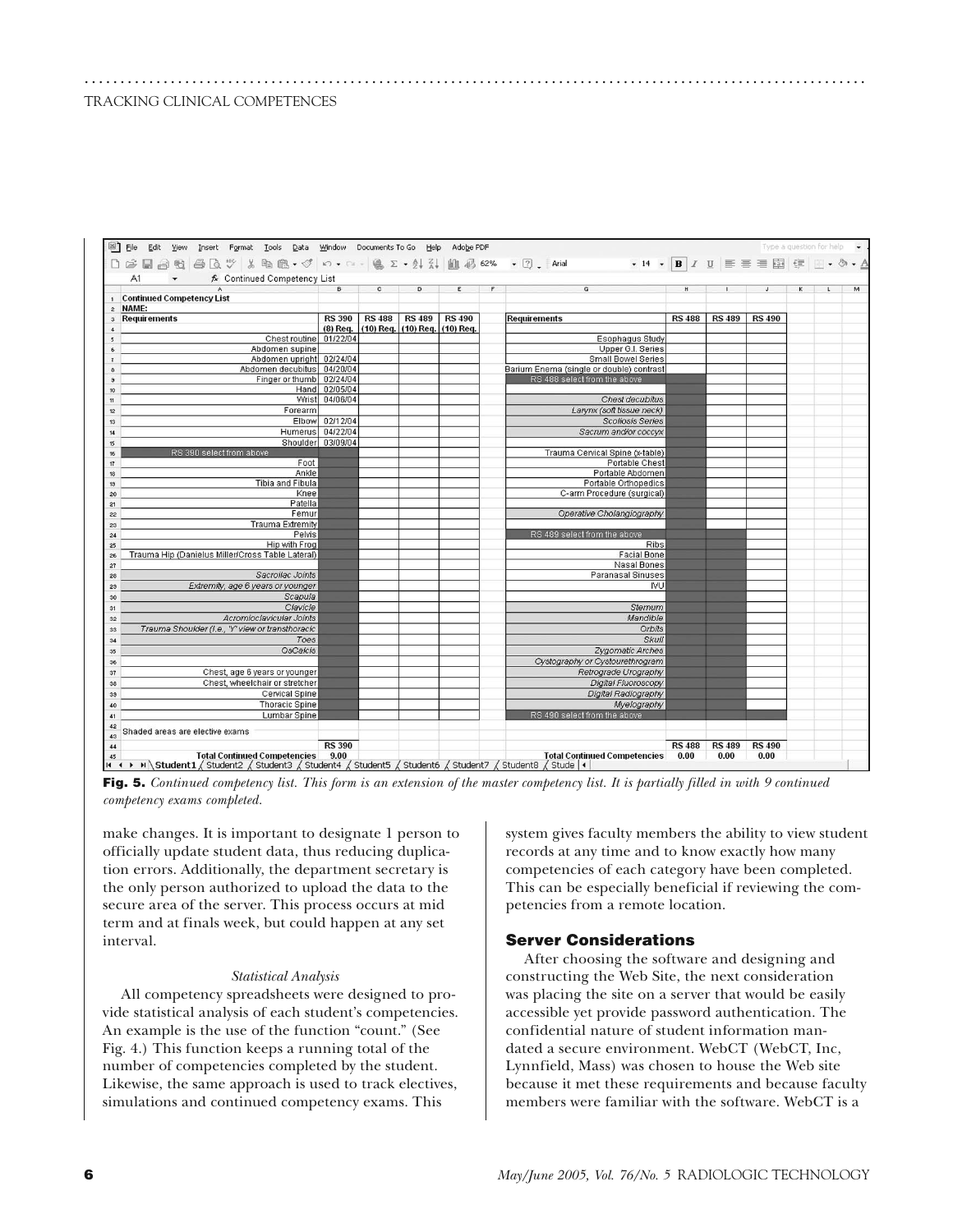**Continued Competency List**

**NAME:**

| Requirements | RS 390 (8) Req. | RS 488 (10) Req. | RS 489 (10) Req. | RS 490 (10) Req. |
|---|---|---|---|---|
| Chest routine | 01/22/04 | | | |
| Abdomen supine | | | | |
| Abdomen upright | 02/24/04 | | | |
| Abdomen decubitus | 04/20/04 | | | |
| Finger or thumb | 02/24/04 | | | |
| Hand | 02/05/04 | | | |
| Wrist | 04/06/04 | | | |
| Forearm | | | | |
| Elbow | 02/12/04 | | | |
| Humerus | 04/22/04 | | | |
| Shoulder | 03/09/04 | | | |
| RS 390 select from above | | | | |
| Foot | | | | |
| Ankle | | | | |
| Tibia and Fibula | | | | |
| Knee | | | | |
| Patella | | | | |
| Femur | | | | |
| Trauma Extremity | | | | |
| Pelvis | | | | |
| Hip with Frog | | | | |
| Trauma Hip (Danielus Miller/Cross Table Lateral) | | | | |
| *Sacroiliac Joints* | | | | |
| *Extremity, age 6 years or younger* | | | | |
| *Scapula* | | | | |
| *Clavicle* | | | | |
| *Acromioclavicular Joints* | | | | |
| *Trauma Shoulder (i.e., "Y" view or transthoracic* | | | | |
| *Toes* | | | | |
| *OsCalcis* | | | | |
| Chest, age 6 years or younger | | | | |
| Chest, wheelchair or stretcher | | | | |
| Cervical Spine | | | | |
| Thoracic Spine | | | | |
| Lumbar Spine | | | | |
| Shaded areas are elective exams | | | | |
| | RS 390 | | | |
| **Total Continued Competencies** | 9.00 | | | |

| Requirements | RS 488 | RS 489 | RS 490 |
|---|---|---|---|
| Esophagus Study | | | |
| Upper G.I. Series | | | |
| Small Bowel Series | | | |
| Barium Enema (single or double) contrast | | | |
| RS 488 select from the above | | | |
| *Chest decubitus* | | | |
| *Larynx (soft tissue neck)* | | | |
| *Scoliosis Series* | | | |
| *Sacrum and/or coccyx* | | | |
| Trauma Cervical Spine (x-table) | | | |
| Portable Chest | | | |
| Portable Abdomen | | | |
| Portable Orthopedics | | | |
| C-arm Procedure (surgical) | | | |
| *Operative Cholangiography* | | | |
| RS 489 select from the above | | | |
| Ribs | | | |
| Facial Bone | | | |
| Nasal Bones | | | |
| Paranasal Sinuses | | | |
| IVU | | | |
| *Sternum* | | | |
| *Mandible* | | | |
| *Orbits* | | | |
| *Skull* | | | |
| *Zygomatic Arches* | | | |
| *Cystography or Cystourethrogram* | | | |
| *Retrograde Urography* | | | |
| *Digital Fluoroscopy* | | | |
| *Digital Radiography* | | | |
| *Myelography* | | | |
| RS 490 select from the above | | | |
| | RS 488 | RS 489 | RS 490 |
| **Total Continued Competencies** | 0.00 | 0.00 | 0.00 |

**Fig. 5.** *Continued competency list. This form is an extension of the master competency list. It is partially filled in with 9 continued competency exams completed.*

make changes. It is important to designate 1 person to officially update student data, thus reducing duplication errors. Additionally, the department secretary is the only person authorized to upload the data to the secure area of the server. This process occurs at mid term and at finals week, but could happen at any set interval.

*Statistical Analysis*

All competency spreadsheets were designed to provide statistical analysis of each student's competencies. An example is the use of the function "count." (See Fig. 4.) This function keeps a running total of the number of competencies completed by the student. Likewise, the same approach is used to track electives, simulations and continued competency exams. This system gives faculty members the ability to view student records at any time and to know exactly how many competencies of each category have been completed. This can be especially beneficial if reviewing the competencies from a remote location.

## Server Considerations

After choosing the software and designing and constructing the Web Site, the next consideration was placing the site on a server that would be easily accessible yet provide password authentication. The confidential nature of student information mandated a secure environment. WebCT (WebCT, Inc, Lynnfield, Mass) was chosen to house the Web site because it met these requirements and because faculty members were familiar with the software. WebCT is a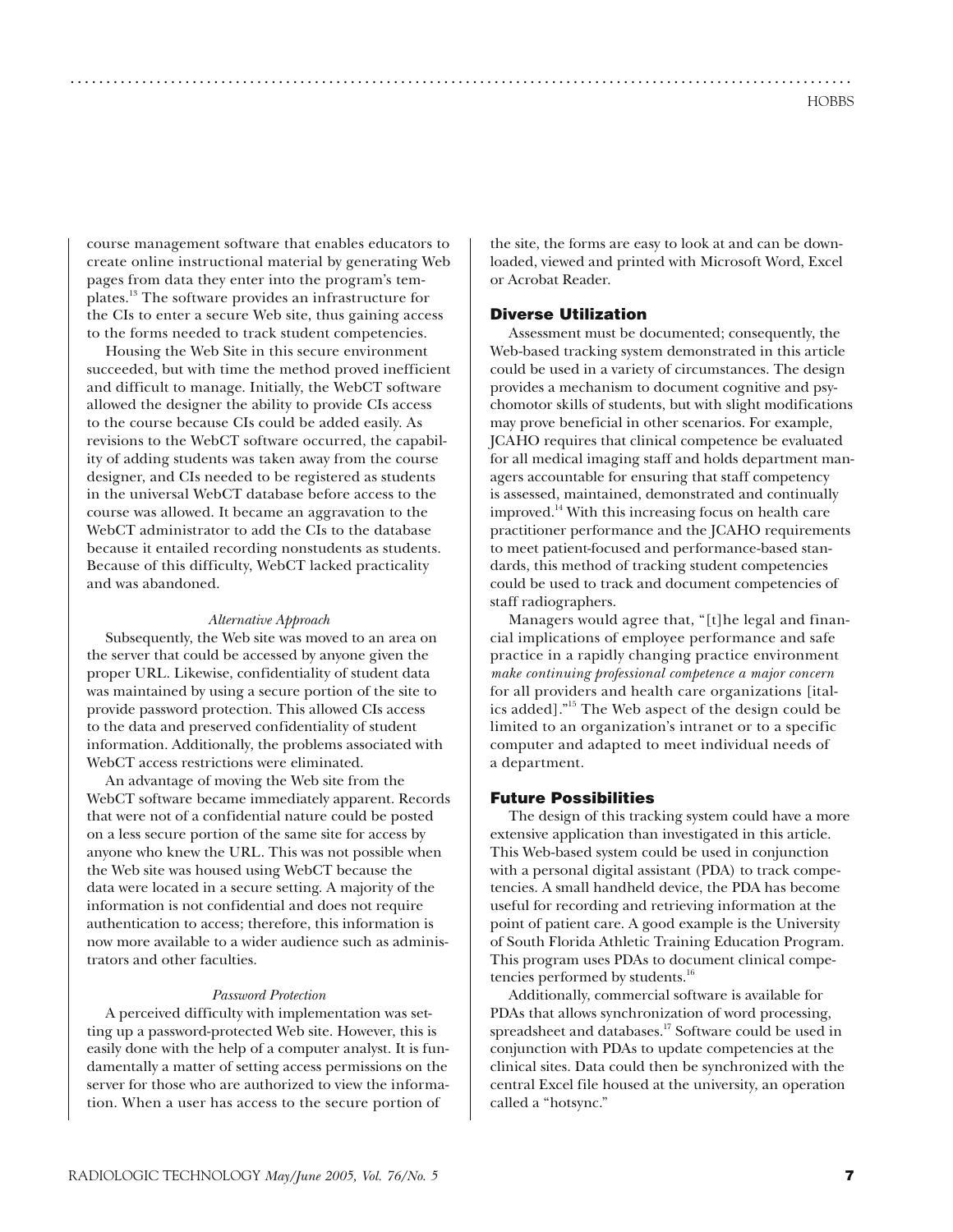course management software that enables educators to create online instructional material by generating Web pages from data they enter into the program's templates.[13] The software provides an infrastructure for the CIs to enter a secure Web site, thus gaining access to the forms needed to track student competencies.

Housing the Web Site in this secure environment succeeded, but with time the method proved inefficient and difficult to manage. Initially, the WebCT software allowed the designer the ability to provide CIs access to the course because CIs could be added easily. As revisions to the WebCT software occurred, the capability of adding students was taken away from the course designer, and CIs needed to be registered as students in the universal WebCT database before access to the course was allowed. It became an aggravation to the WebCT administrator to add the CIs to the database because it entailed recording nonstudents as students. Because of this difficulty, WebCT lacked practicality and was abandoned.

*Alternative Approach*

Subsequently, the Web site was moved to an area on the server that could be accessed by anyone given the proper URL. Likewise, confidentiality of student data was maintained by using a secure portion of the site to provide password protection. This allowed CIs access to the data and preserved confidentiality of student information. Additionally, the problems associated with WebCT access restrictions were eliminated.

An advantage of moving the Web site from the WebCT software became immediately apparent. Records that were not of a confidential nature could be posted on a less secure portion of the same site for access by anyone who knew the URL. This was not possible when the Web site was housed using WebCT because the data were located in a secure setting. A majority of the information is not confidential and does not require authentication to access; therefore, this information is now more available to a wider audience such as administrators and other faculties.

*Password Protection*

A perceived difficulty with implementation was setting up a password-protected Web site. However, this is easily done with the help of a computer analyst. It is fundamentally a matter of setting access permissions on the server for those who are authorized to view the information. When a user has access to the secure portion of the site, the forms are easy to look at and can be downloaded, viewed and printed with Microsoft Word, Excel or Acrobat Reader.

## Diverse Utilization

Assessment must be documented; consequently, the Web-based tracking system demonstrated in this article could be used in a variety of circumstances. The design provides a mechanism to document cognitive and psychomotor skills of students, but with slight modifications may prove beneficial in other scenarios. For example, JCAHO requires that clinical competence be evaluated for all medical imaging staff and holds department managers accountable for ensuring that staff competency is assessed, maintained, demonstrated and continually improved.[14] With this increasing focus on health care practitioner performance and the JCAHO requirements to meet patient-focused and performance-based standards, this method of tracking student competencies could be used to track and document competencies of staff radiographers.

Managers would agree that, "[t]he legal and financial implications of employee performance and safe practice in a rapidly changing practice environment *make continuing professional competence a major concern* for all providers and health care organizations [italics added]."[15] The Web aspect of the design could be limited to an organization's intranet or to a specific computer and adapted to meet individual needs of a department.

## Future Possibilities

The design of this tracking system could have a more extensive application than investigated in this article. This Web-based system could be used in conjunction with a personal digital assistant (PDA) to track competencies. A small handheld device, the PDA has become useful for recording and retrieving information at the point of patient care. A good example is the University of South Florida Athletic Training Education Program. This program uses PDAs to document clinical competencies performed by students.[16]

Additionally, commercial software is available for PDAs that allows synchronization of word processing, spreadsheet and databases.[17] Software could be used in conjunction with PDAs to update competencies at the clinical sites. Data could then be synchronized with the central Excel file housed at the university, an operation called a "hotsync."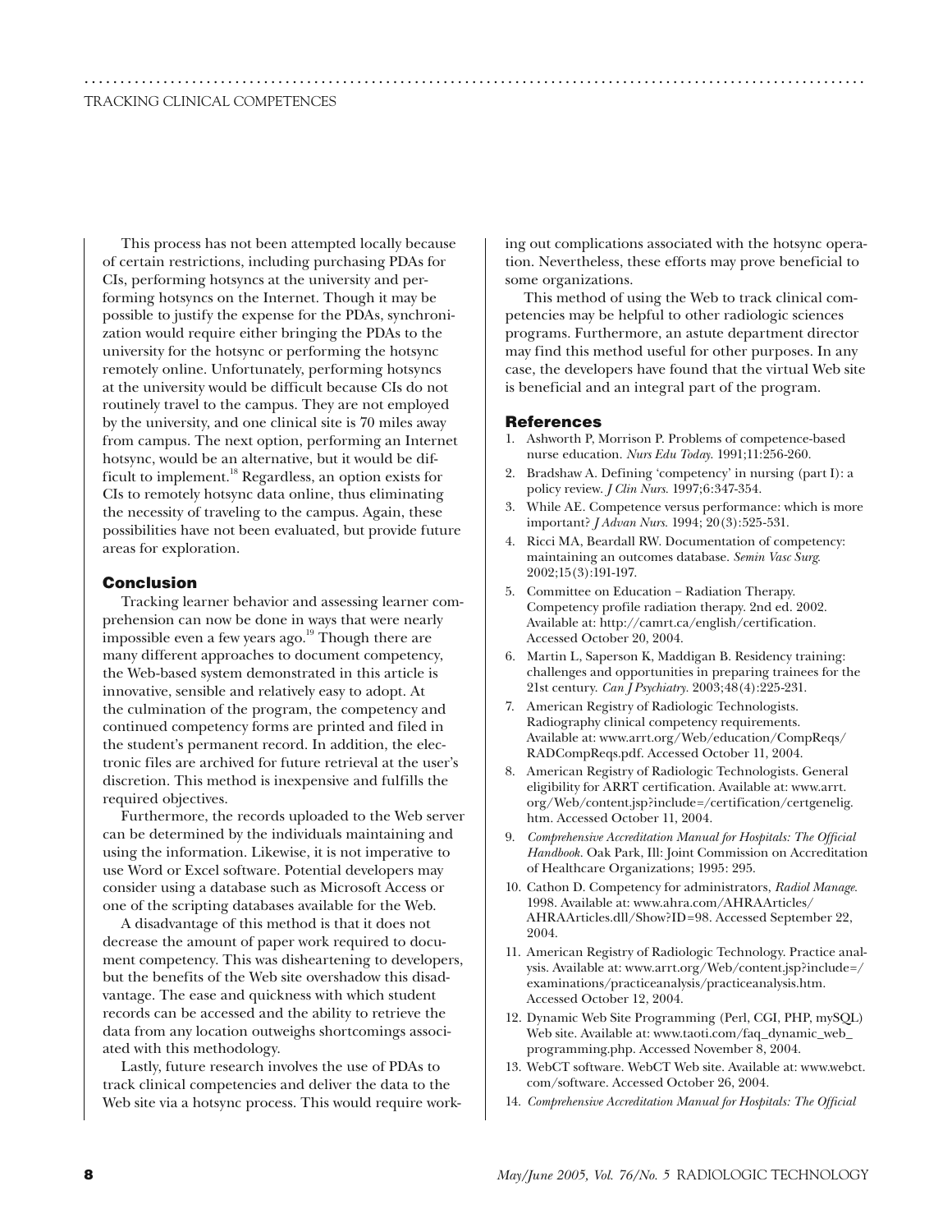This process has not been attempted locally because of certain restrictions, including purchasing PDAs for CIs, performing hotsyncs at the university and performing hotsyncs on the Internet. Though it may be possible to justify the expense for the PDAs, synchronization would require either bringing the PDAs to the university for the hotsync or performing the hotsync remotely online. Unfortunately, performing hotsyncs at the university would be difficult because CIs do not routinely travel to the campus. They are not employed by the university, and one clinical site is 70 miles away from campus. The next option, performing an Internet hotsync, would be an alternative, but it would be difficult to implement.[18] Regardless, an option exists for CIs to remotely hotsync data online, thus eliminating the necessity of traveling to the campus. Again, these possibilities have not been evaluated, but provide future areas for exploration.

## Conclusion

Tracking learner behavior and assessing learner comprehension can now be done in ways that were nearly impossible even a few years ago.[19] Though there are many different approaches to document competency, the Web-based system demonstrated in this article is innovative, sensible and relatively easy to adopt. At the culmination of the program, the competency and continued competency forms are printed and filed in the student's permanent record. In addition, the electronic files are archived for future retrieval at the user's discretion. This method is inexpensive and fulfills the required objectives.

Furthermore, the records uploaded to the Web server can be determined by the individuals maintaining and using the information. Likewise, it is not imperative to use Word or Excel software. Potential developers may consider using a database such as Microsoft Access or one of the scripting databases available for the Web.

A disadvantage of this method is that it does not decrease the amount of paper work required to document competency. This was disheartening to developers, but the benefits of the Web site overshadow this disadvantage. The ease and quickness with which student records can be accessed and the ability to retrieve the data from any location outweighs shortcomings associated with this methodology.

Lastly, future research involves the use of PDAs to track clinical competencies and deliver the data to the Web site via a hotsync process. This would require working out complications associated with the hotsync operation. Nevertheless, these efforts may prove beneficial to some organizations.

This method of using the Web to track clinical competencies may be helpful to other radiologic sciences programs. Furthermore, an astute department director may find this method useful for other purposes. In any case, the developers have found that the virtual Web site is beneficial and an integral part of the program.

## References

1. Ashworth P, Morrison P. Problems of competence-based nurse education. *Nurs Edu Today*. 1991;11:256-260.
2. Bradshaw A. Defining 'competency' in nursing (part I): a policy review. *J Clin Nurs*. 1997;6:347-354.
3. While AE. Competence versus performance: which is more important? *J Advan Nurs*. 1994; 20(3):525-531.
4. Ricci MA, Beardall RW. Documentation of competency: maintaining an outcomes database. *Semin Vasc Surg*. 2002;15(3):191-197.
5. Committee on Education – Radiation Therapy. Competency profile radiation therapy. 2nd ed. 2002. Available at: http://camrt.ca/english/certification. Accessed October 20, 2004.
6. Martin L, Saperson K, Maddigan B. Residency training: challenges and opportunities in preparing trainees for the 21st century. *Can J Psychiatry*. 2003;48(4):225-231.
7. American Registry of Radiologic Technologists. Radiography clinical competency requirements. Available at: www.arrt.org/Web/education/CompReqs/RADCompReqs.pdf. Accessed October 11, 2004.
8. American Registry of Radiologic Technologists. General eligibility for ARRT certification. Available at: www.arrt.org/Web/content.jsp?include=/certification/certgenelig.htm. Accessed October 11, 2004.
9. *Comprehensive Accreditation Manual for Hospitals: The Official Handbook*. Oak Park, Ill: Joint Commission on Accreditation of Healthcare Organizations; 1995: 295.
10. Cathon D. Competency for administrators, *Radiol Manage*. 1998. Available at: www.ahra.com/AHRAArticles/AHRAArticles.dll/Show?ID=98. Accessed September 22, 2004.
11. American Registry of Radiologic Technology. Practice analysis. Available at: www.arrt.org/Web/content.jsp?include=/examinations/practiceanalysis/practiceanalysis.htm. Accessed October 12, 2004.
12. Dynamic Web Site Programming (Perl, CGI, PHP, mySQL) Web site. Available at: www.taoti.com/faq_dynamic_web_programming.php. Accessed November 8, 2004.
13. WebCT software. WebCT Web site. Available at: www.webct.com/software. Accessed October 26, 2004.
14. *Comprehensive Accreditation Manual for Hospitals: The Official*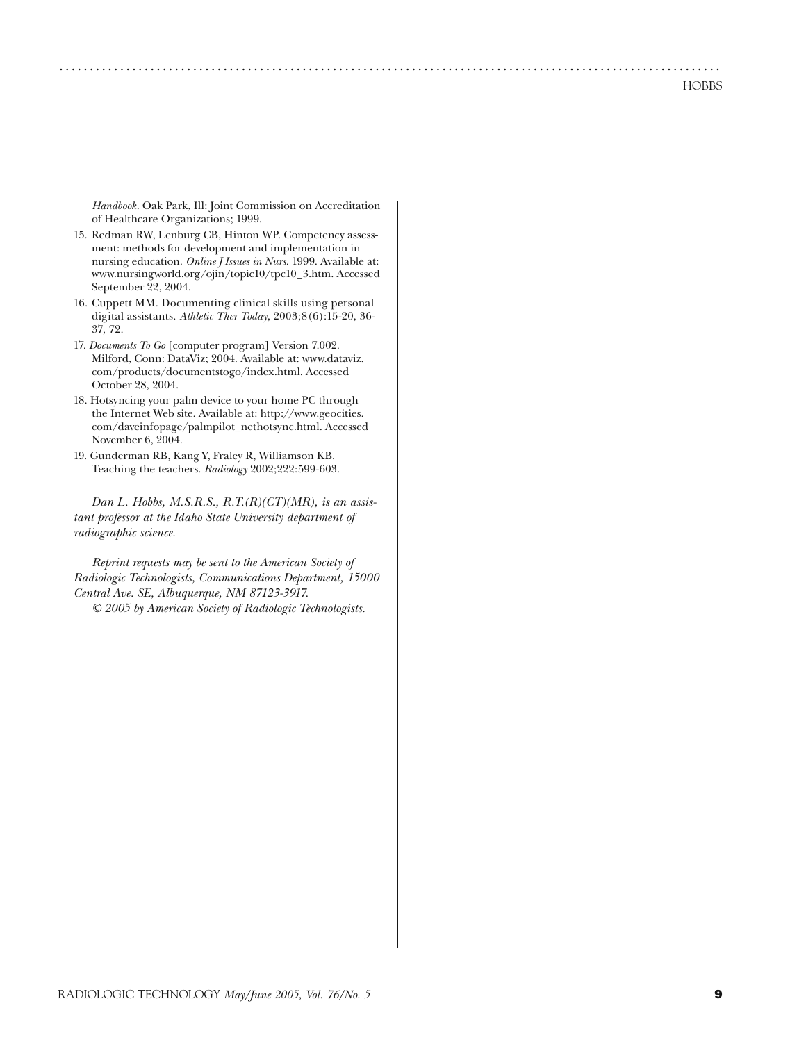*Handbook*. Oak Park, Ill: Joint Commission on Accreditation of Healthcare Organizations; 1999.

15. Redman RW, Lenburg CB, Hinton WP. Competency assessment: methods for development and implementation in nursing education. *Online J Issues in Nurs.* 1999. Available at: www.nursingworld.org/ojin/topic10/tpc10_3.htm. Accessed September 22, 2004.
16. Cuppett MM. Documenting clinical skills using personal digital assistants. *Athletic Ther Today*, 2003;8(6):15-20, 36-37, 72.
17. *Documents To Go* [computer program] Version 7.002. Milford, Conn: DataViz; 2004. Available at: www.dataviz.com/products/documentstogo/index.html. Accessed October 28, 2004.
18. Hotsyncing your palm device to your home PC through the Internet Web site. Available at: http://www.geocities.com/daveinfopage/palmpilot_nethotsync.html. Accessed November 6, 2004.
19. Gunderman RB, Kang Y, Fraley R, Williamson KB. Teaching the teachers. *Radiology* 2002;222:599-603.

---

*Dan L. Hobbs, M.S.R.S., R.T.(R)(CT)(MR), is an assistant professor at the Idaho State University department of radiographic science.*

*Reprint requests may be sent to the American Society of Radiologic Technologists, Communications Department, 15000 Central Ave. SE, Albuquerque, NM 87123-3917.*

*© 2005 by American Society of Radiologic Technologists.*